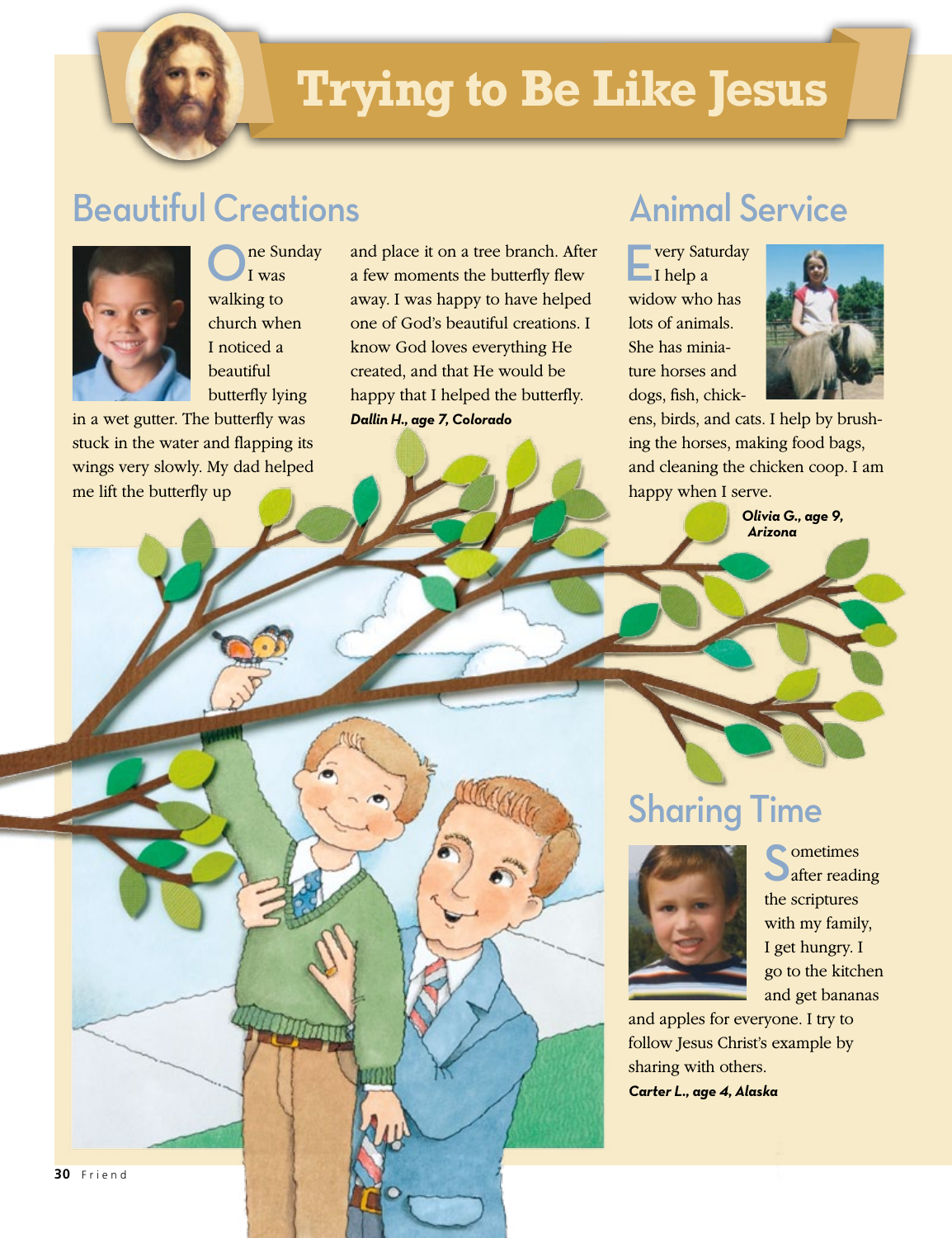# Trying to Be Like Jesus

## Beautiful Creations

One Sunday I was walking to church when I noticed a beautiful butterfly lying in a wet gutter. The butterfly was stuck in the water and flapping its wings very slowly. My dad helped me lift the butterfly up and place it on a tree branch. After a few moments the butterfly flew away. I was happy to have helped one of God's beautiful creations. I know God loves everything He created, and that He would be happy that I helped the butterfly.

***Dallin H., age 7, Colorado***

## Animal Service

Every Saturday I help a widow who has lots of animals. She has miniature horses and dogs, fish, chickens, birds, and cats. I help by brushing the horses, making food bags, and cleaning the chicken coop. I am happy when I serve.

***Olivia G., age 9, Arizona***

## Sharing Time

Sometimes after reading the scriptures with my family, I get hungry. I go to the kitchen and get bananas and apples for everyone. I try to follow Jesus Christ's example by sharing with others.

***Carter L., age 4, Alaska***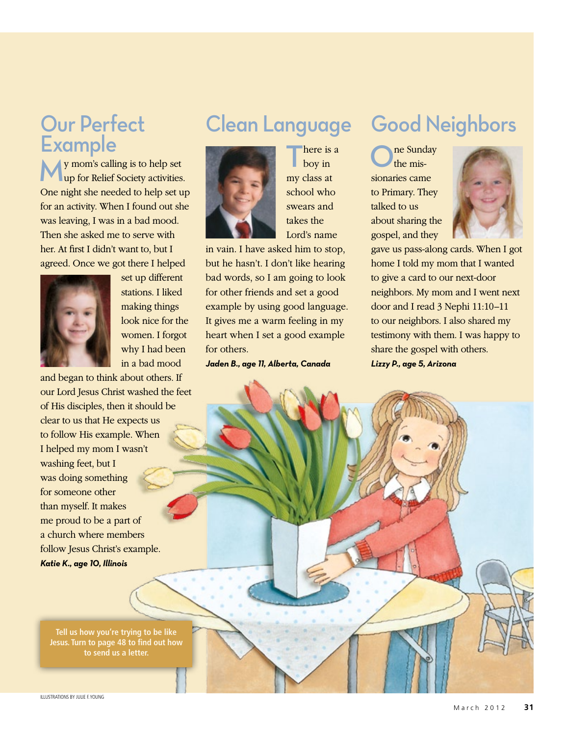## Our Perfect Example

My mom's calling is to help set up for Relief Society activities. One night she needed to help set up for an activity. When I found out she was leaving, I was in a bad mood. Then she asked me to serve with her. At first I didn't want to, but I agreed. Once we got there I helped set up different stations. I liked making things look nice for the women. I forgot why I had been in a bad mood and began to think about others. If our Lord Jesus Christ washed the feet of His disciples, then it should be clear to us that He expects us to follow His example. When I helped my mom I wasn't washing feet, but I was doing something for someone other than myself. It makes me proud to be a part of a church where members follow Jesus Christ's example.

***Katie K., age 10, Illinois***

## Clean Language

There is a boy in my class at school who swears and takes the Lord's name in vain. I have asked him to stop, but he hasn't. I don't like hearing bad words, so I am going to look for other friends and set a good example by using good language. It gives me a warm feeling in my heart when I set a good example for others.

***Jaden B., age 11, Alberta, Canada***

## Good Neighbors

One Sunday the missionaries came to Primary. They talked to us about sharing the gospel, and they gave us pass-along cards. When I got home I told my mom that I wanted to give a card to our next-door neighbors. My mom and I went next door and I read 3 Nephi 11:10–11 to our neighbors. I also shared my testimony with them. I was happy to share the gospel with others.

***Lizzy P., age 5, Arizona***

Tell us how you're trying to be like Jesus. Turn to page 48 to find out how to send us a letter.

ILLUSTRATIONS BY JULIE F. YOUNG